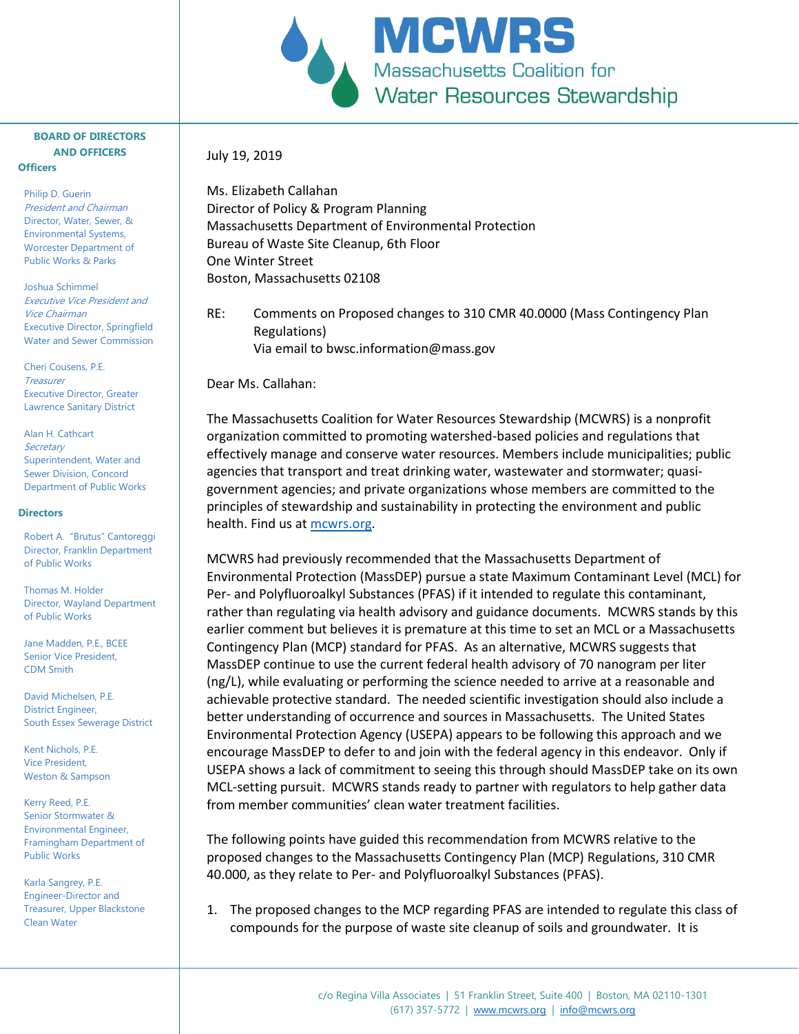# MCWRS

Massachusetts Coalition for Water Resources Stewardship

**BOARD OF DIRECTORS AND OFFICERS**

**Officers**

Philip D. Guerin
*President and Chairman*
Director, Water, Sewer, & Environmental Systems, Worcester Department of Public Works & Parks

Joshua Schimmel
*Executive Vice President and Vice Chairman*
Executive Director, Springfield Water and Sewer Commission

Cheri Cousens, P.E.
*Treasurer*
Executive Director, Greater Lawrence Sanitary District

Alan H. Cathcart
*Secretary*
Superintendent, Water and Sewer Division, Concord Department of Public Works

**Directors**

Robert A. "Brutus" Cantoreggi
Director, Franklin Department of Public Works

Thomas M. Holder
Director, Wayland Department of Public Works

Jane Madden, P.E., BCEE
Senior Vice President, CDM Smith

David Michelsen, P.E.
District Engineer, South Essex Sewerage District

Kent Nichols, P.E.
Vice President, Weston & Sampson

Kerry Reed, P.E.
Senior Stormwater & Environmental Engineer, Framingham Department of Public Works

Karla Sangrey, P.E.
Engineer-Director and Treasurer, Upper Blackstone Clean Water

July 19, 2019

Ms. Elizabeth Callahan
Director of Policy & Program Planning
Massachusetts Department of Environmental Protection
Bureau of Waste Site Cleanup, 6th Floor
One Winter Street
Boston, Massachusetts 02108

RE: Comments on Proposed changes to 310 CMR 40.0000 (Mass Contingency Plan Regulations)
Via email to bwsc.information@mass.gov

Dear Ms. Callahan:

The Massachusetts Coalition for Water Resources Stewardship (MCWRS) is a nonprofit organization committed to promoting watershed-based policies and regulations that effectively manage and conserve water resources. Members include municipalities; public agencies that transport and treat drinking water, wastewater and stormwater; quasi-government agencies; and private organizations whose members are committed to the principles of stewardship and sustainability in protecting the environment and public health. Find us at [mcwrs.org](http://mcwrs.org).

MCWRS had previously recommended that the Massachusetts Department of Environmental Protection (MassDEP) pursue a state Maximum Contaminant Level (MCL) for Per- and Polyfluoroalkyl Substances (PFAS) if it intended to regulate this contaminant, rather than regulating via health advisory and guidance documents. MCWRS stands by this earlier comment but believes it is premature at this time to set an MCL or a Massachusetts Contingency Plan (MCP) standard for PFAS. As an alternative, MCWRS suggests that MassDEP continue to use the current federal health advisory of 70 nanogram per liter (ng/L), while evaluating or performing the science needed to arrive at a reasonable and achievable protective standard. The needed scientific investigation should also include a better understanding of occurrence and sources in Massachusetts. The United States Environmental Protection Agency (USEPA) appears to be following this approach and we encourage MassDEP to defer to and join with the federal agency in this endeavor. Only if USEPA shows a lack of commitment to seeing this through should MassDEP take on its own MCL-setting pursuit. MCWRS stands ready to partner with regulators to help gather data from member communities' clean water treatment facilities.

The following points have guided this recommendation from MCWRS relative to the proposed changes to the Massachusetts Contingency Plan (MCP) Regulations, 310 CMR 40.000, as they relate to Per- and Polyfluoroalkyl Substances (PFAS).

1. The proposed changes to the MCP regarding PFAS are intended to regulate this class of compounds for the purpose of waste site cleanup of soils and groundwater. It is

c/o Regina Villa Associates | 51 Franklin Street, Suite 400 | Boston, MA 02110-1301
(617) 357-5772 | www.mcwrs.org | info@mcwrs.org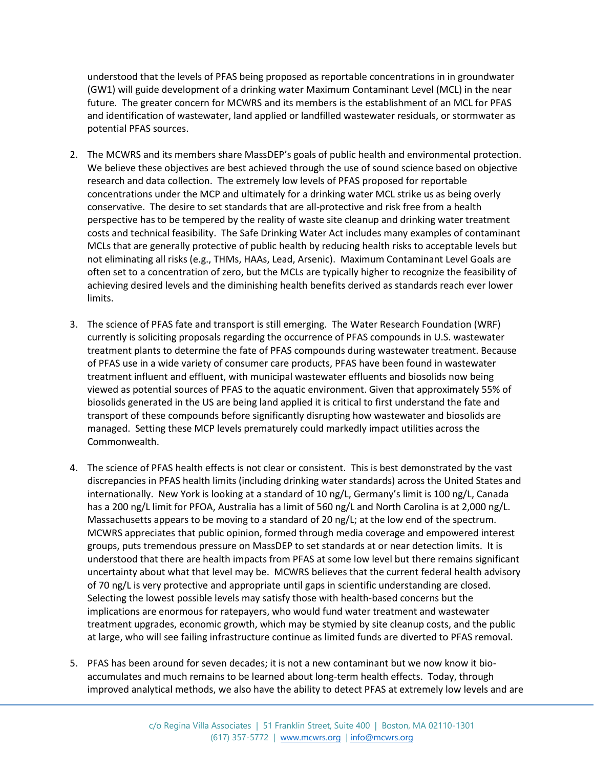understood that the levels of PFAS being proposed as reportable concentrations in in groundwater (GW1) will guide development of a drinking water Maximum Contaminant Level (MCL) in the near future. The greater concern for MCWRS and its members is the establishment of an MCL for PFAS and identification of wastewater, land applied or landfilled wastewater residuals, or stormwater as potential PFAS sources.

2. The MCWRS and its members share MassDEP's goals of public health and environmental protection. We believe these objectives are best achieved through the use of sound science based on objective research and data collection. The extremely low levels of PFAS proposed for reportable concentrations under the MCP and ultimately for a drinking water MCL strike us as being overly conservative. The desire to set standards that are all-protective and risk free from a health perspective has to be tempered by the reality of waste site cleanup and drinking water treatment costs and technical feasibility. The Safe Drinking Water Act includes many examples of contaminant MCLs that are generally protective of public health by reducing health risks to acceptable levels but not eliminating all risks (e.g., THMs, HAAs, Lead, Arsenic). Maximum Contaminant Level Goals are often set to a concentration of zero, but the MCLs are typically higher to recognize the feasibility of achieving desired levels and the diminishing health benefits derived as standards reach ever lower limits.

3. The science of PFAS fate and transport is still emerging. The Water Research Foundation (WRF) currently is soliciting proposals regarding the occurrence of PFAS compounds in U.S. wastewater treatment plants to determine the fate of PFAS compounds during wastewater treatment. Because of PFAS use in a wide variety of consumer care products, PFAS have been found in wastewater treatment influent and effluent, with municipal wastewater effluents and biosolids now being viewed as potential sources of PFAS to the aquatic environment. Given that approximately 55% of biosolids generated in the US are being land applied it is critical to first understand the fate and transport of these compounds before significantly disrupting how wastewater and biosolids are managed. Setting these MCP levels prematurely could markedly impact utilities across the Commonwealth.

4. The science of PFAS health effects is not clear or consistent. This is best demonstrated by the vast discrepancies in PFAS health limits (including drinking water standards) across the United States and internationally. New York is looking at a standard of 10 ng/L, Germany's limit is 100 ng/L, Canada has a 200 ng/L limit for PFOA, Australia has a limit of 560 ng/L and North Carolina is at 2,000 ng/L. Massachusetts appears to be moving to a standard of 20 ng/L; at the low end of the spectrum. MCWRS appreciates that public opinion, formed through media coverage and empowered interest groups, puts tremendous pressure on MassDEP to set standards at or near detection limits. It is understood that there are health impacts from PFAS at some low level but there remains significant uncertainty about what that level may be. MCWRS believes that the current federal health advisory of 70 ng/L is very protective and appropriate until gaps in scientific understanding are closed. Selecting the lowest possible levels may satisfy those with health-based concerns but the implications are enormous for ratepayers, who would fund water treatment and wastewater treatment upgrades, economic growth, which may be stymied by site cleanup costs, and the public at large, who will see failing infrastructure continue as limited funds are diverted to PFAS removal.

5. PFAS has been around for seven decades; it is not a new contaminant but we now know it bio-accumulates and much remains to be learned about long-term health effects. Today, through improved analytical methods, we also have the ability to detect PFAS at extremely low levels and are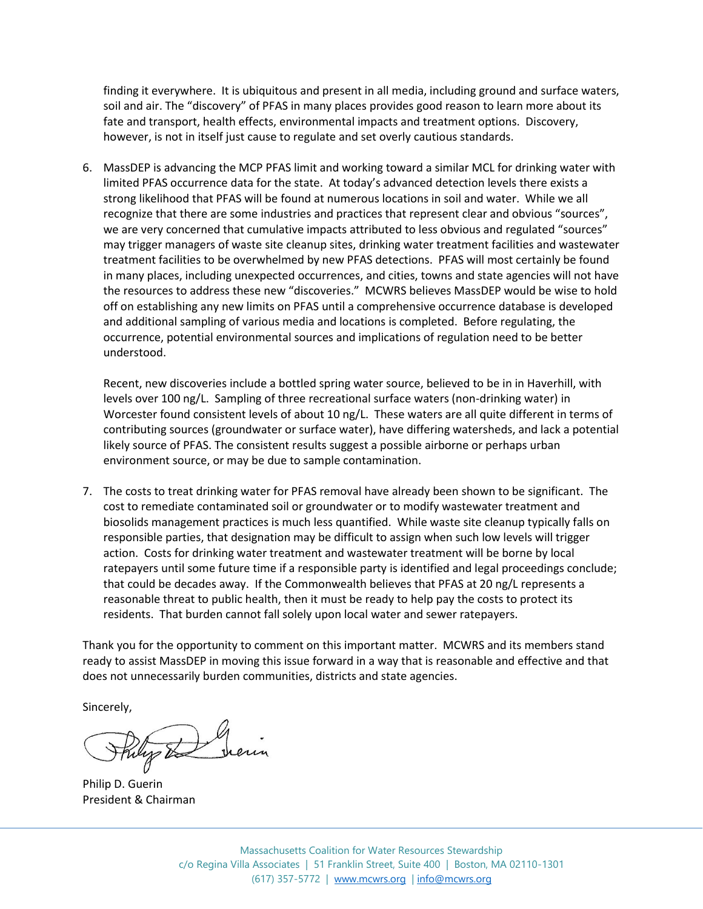finding it everywhere. It is ubiquitous and present in all media, including ground and surface waters, soil and air. The "discovery" of PFAS in many places provides good reason to learn more about its fate and transport, health effects, environmental impacts and treatment options. Discovery, however, is not in itself just cause to regulate and set overly cautious standards.

6. MassDEP is advancing the MCP PFAS limit and working toward a similar MCL for drinking water with limited PFAS occurrence data for the state. At today's advanced detection levels there exists a strong likelihood that PFAS will be found at numerous locations in soil and water. While we all recognize that there are some industries and practices that represent clear and obvious "sources", we are very concerned that cumulative impacts attributed to less obvious and regulated "sources" may trigger managers of waste site cleanup sites, drinking water treatment facilities and wastewater treatment facilities to be overwhelmed by new PFAS detections. PFAS will most certainly be found in many places, including unexpected occurrences, and cities, towns and state agencies will not have the resources to address these new "discoveries." MCWRS believes MassDEP would be wise to hold off on establishing any new limits on PFAS until a comprehensive occurrence database is developed and additional sampling of various media and locations is completed. Before regulating, the occurrence, potential environmental sources and implications of regulation need to be better understood.

   Recent, new discoveries include a bottled spring water source, believed to be in in Haverhill, with levels over 100 ng/L. Sampling of three recreational surface waters (non-drinking water) in Worcester found consistent levels of about 10 ng/L. These waters are all quite different in terms of contributing sources (groundwater or surface water), have differing watersheds, and lack a potential likely source of PFAS. The consistent results suggest a possible airborne or perhaps urban environment source, or may be due to sample contamination.

7. The costs to treat drinking water for PFAS removal have already been shown to be significant. The cost to remediate contaminated soil or groundwater or to modify wastewater treatment and biosolids management practices is much less quantified. While waste site cleanup typically falls on responsible parties, that designation may be difficult to assign when such low levels will trigger action. Costs for drinking water treatment and wastewater treatment will be borne by local ratepayers until some future time if a responsible party is identified and legal proceedings conclude; that could be decades away. If the Commonwealth believes that PFAS at 20 ng/L represents a reasonable threat to public health, then it must be ready to help pay the costs to protect its residents. That burden cannot fall solely upon local water and sewer ratepayers.

Thank you for the opportunity to comment on this important matter. MCWRS and its members stand ready to assist MassDEP in moving this issue forward in a way that is reasonable and effective and that does not unnecessarily burden communities, districts and state agencies.

Sincerely,

Philip D. Guerin
President & Chairman

Massachusetts Coalition for Water Resources Stewardship
c/o Regina Villa Associates | 51 Franklin Street, Suite 400 | Boston, MA 02110-1301
(617) 357-5772 | www.mcwrs.org | info@mcwrs.org